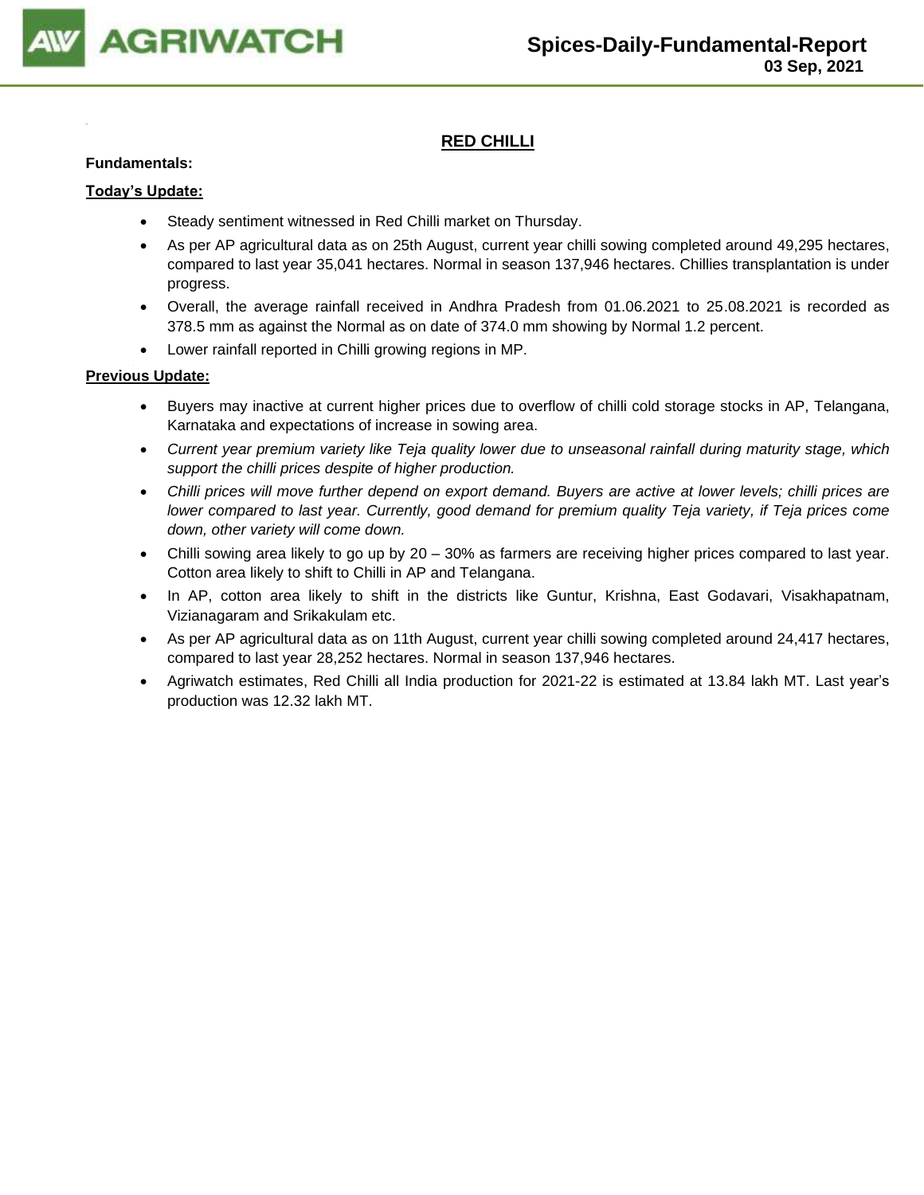# RED CHILLI

**Fundamentals:**

**Today's Update:**

- Steady sentiment witnessed in Red Chilli market on Thursday.
- As per AP agricultural data as on 25th August, current year chilli sowing completed around 49,295 hectares, compared to last year 35,041 hectares. Normal in season 137,946 hectares. Chillies transplantation is under progress.
- Overall, the average rainfall received in Andhra Pradesh from 01.06.2021 to 25.08.2021 is recorded as 378.5 mm as against the Normal as on date of 374.0 mm showing by Normal 1.2 percent.
- Lower rainfall reported in Chilli growing regions in MP.

**Previous Update:**

- Buyers may inactive at current higher prices due to overflow of chilli cold storage stocks in AP, Telangana, Karnataka and expectations of increase in sowing area.
- *Current year premium variety like Teja quality lower due to unseasonal rainfall during maturity stage, which support the chilli prices despite of higher production.*
- *Chilli prices will move further depend on export demand. Buyers are active at lower levels; chilli prices are lower compared to last year. Currently, good demand for premium quality Teja variety, if Teja prices come down, other variety will come down.*
- Chilli sowing area likely to go up by 20 – 30% as farmers are receiving higher prices compared to last year. Cotton area likely to shift to Chilli in AP and Telangana.
- In AP, cotton area likely to shift in the districts like Guntur, Krishna, East Godavari, Visakhapatnam, Vizianagaram and Srikakulam etc.
- As per AP agricultural data as on 11th August, current year chilli sowing completed around 24,417 hectares, compared to last year 28,252 hectares. Normal in season 137,946 hectares.
- Agriwatch estimates, Red Chilli all India production for 2021-22 is estimated at 13.84 lakh MT. Last year's production was 12.32 lakh MT.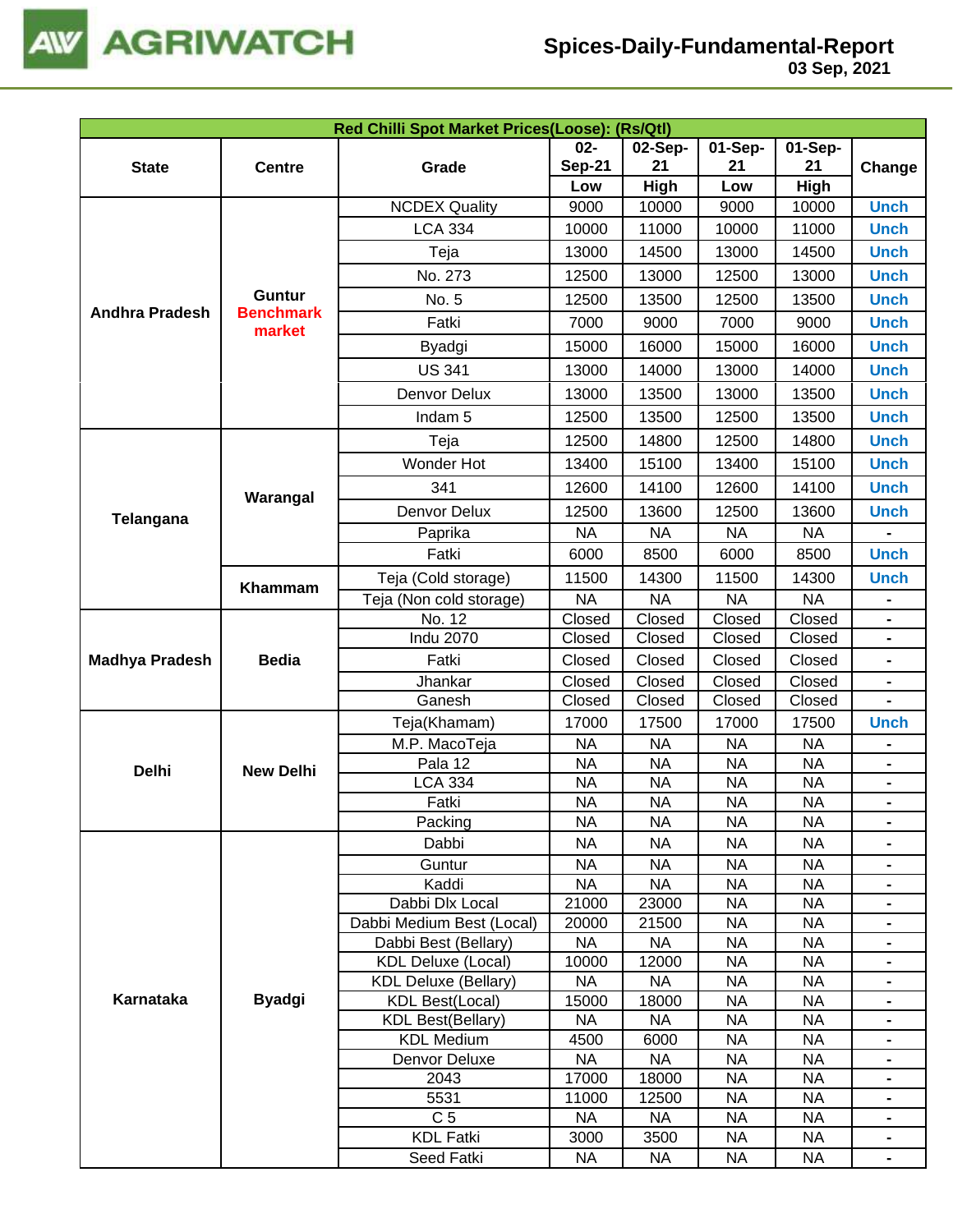| Red Chilli Spot Market Prices(Loose): (Rs/Qtl) | | | | | | | |
|---|---|---|---|---|---|---|---|
| State | Centre | Grade | 02-Sep-21 Low | 02-Sep-21 High | 01-Sep-21 Low | 01-Sep-21 High | Change |
| Andhra Pradesh | Guntur Benchmark market | NCDEX Quality | 9000 | 10000 | 9000 | 10000 | Unch |
| | | LCA 334 | 10000 | 11000 | 10000 | 11000 | Unch |
| | | Teja | 13000 | 14500 | 13000 | 14500 | Unch |
| | | No. 273 | 12500 | 13000 | 12500 | 13000 | Unch |
| | | No. 5 | 12500 | 13500 | 12500 | 13500 | Unch |
| | | Fatki | 7000 | 9000 | 7000 | 9000 | Unch |
| | | Byadgi | 15000 | 16000 | 15000 | 16000 | Unch |
| | | US 341 | 13000 | 14000 | 13000 | 14000 | Unch |
| | | Denvor Delux | 13000 | 13500 | 13000 | 13500 | Unch |
| | | Indam 5 | 12500 | 13500 | 12500 | 13500 | Unch |
| Telangana | Warangal | Teja | 12500 | 14800 | 12500 | 14800 | Unch |
| | | Wonder Hot | 13400 | 15100 | 13400 | 15100 | Unch |
| | | 341 | 12600 | 14100 | 12600 | 14100 | Unch |
| | | Denvor Delux | 12500 | 13600 | 12500 | 13600 | Unch |
| | | Paprika | NA | NA | NA | NA | - |
| | | Fatki | 6000 | 8500 | 6000 | 8500 | Unch |
| | Khammam | Teja (Cold storage) | 11500 | 14300 | 11500 | 14300 | Unch |
| | | Teja (Non cold storage) | NA | NA | NA | NA | - |
| Madhya Pradesh | Bedia | No. 12 | Closed | Closed | Closed | Closed | - |
| | | Indu 2070 | Closed | Closed | Closed | Closed | - |
| | | Fatki | Closed | Closed | Closed | Closed | - |
| | | Jhankar | Closed | Closed | Closed | Closed | - |
| | | Ganesh | Closed | Closed | Closed | Closed | - |
| Delhi | New Delhi | Teja(Khamam) | 17000 | 17500 | 17000 | 17500 | Unch |
| | | M.P. MacoTeja | NA | NA | NA | NA | - |
| | | Pala 12 | NA | NA | NA | NA | - |
| | | LCA 334 | NA | NA | NA | NA | - |
| | | Fatki | NA | NA | NA | NA | - |
| | | Packing | NA | NA | NA | NA | - |
| Karnataka | Byadgi | Dabbi | NA | NA | NA | NA | - |
| | | Guntur | NA | NA | NA | NA | - |
| | | Kaddi | NA | NA | NA | NA | - |
| | | Dabbi Dlx Local | 21000 | 23000 | NA | NA | - |
| | | Dabbi Medium Best (Local) | 20000 | 21500 | NA | NA | - |
| | | Dabbi Best (Bellary) | NA | NA | NA | NA | - |
| | | KDL Deluxe (Local) | 10000 | 12000 | NA | NA | - |
| | | KDL Deluxe (Bellary) | NA | NA | NA | NA | - |
| | | KDL Best(Local) | 15000 | 18000 | NA | NA | - |
| | | KDL Best(Bellary) | NA | NA | NA | NA | - |
| | | KDL Medium | 4500 | 6000 | NA | NA | - |
| | | Denvor Deluxe | NA | NA | NA | NA | - |
| | | 2043 | 17000 | 18000 | NA | NA | - |
| | | 5531 | 11000 | 12500 | NA | NA | - |
| | | C 5 | NA | NA | NA | NA | - |
| | | KDL Fatki | 3000 | 3500 | NA | NA | - |
| | | Seed Fatki | NA | NA | NA | NA | - |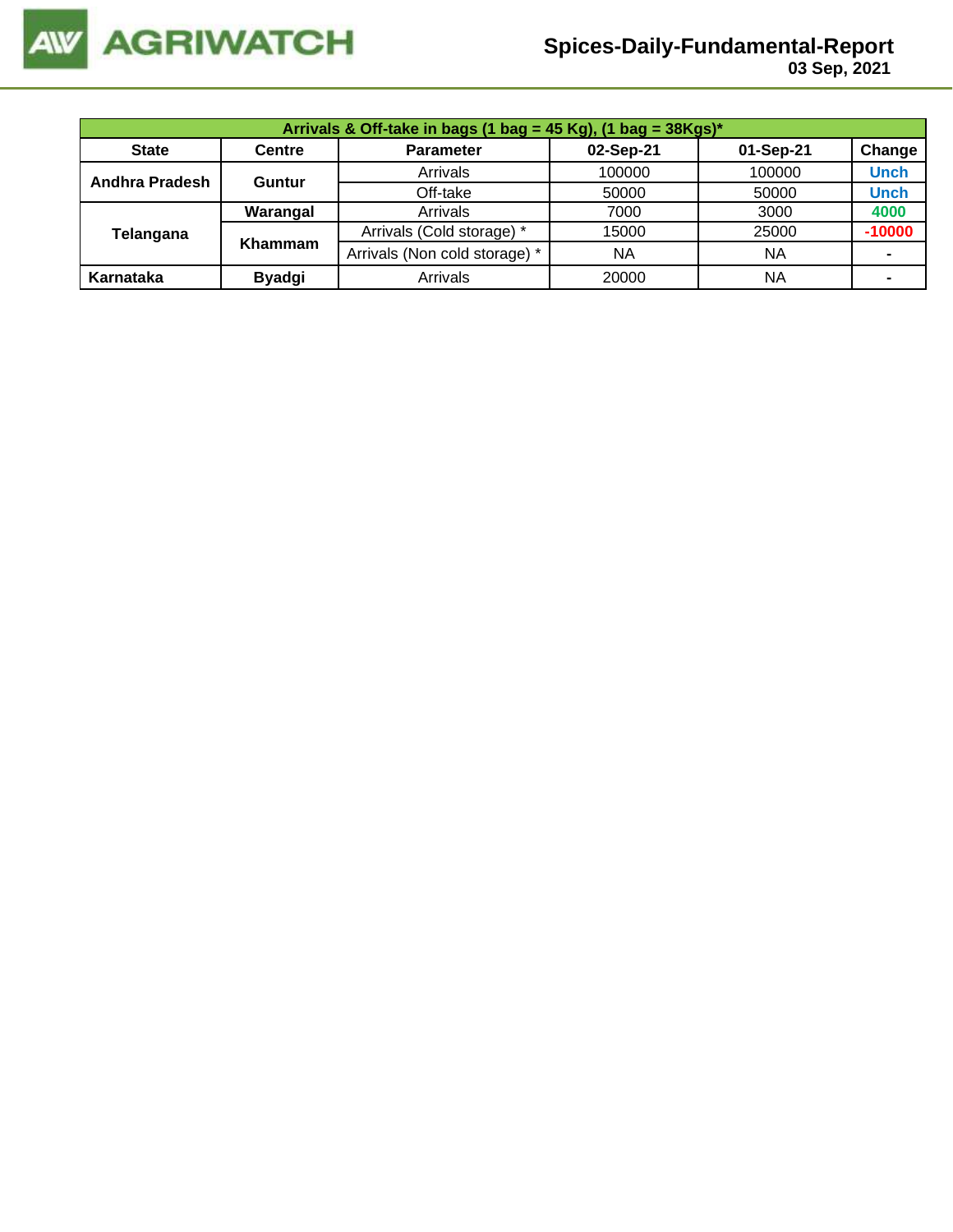| Arrivals & Off-take in bags (1 bag = 45 Kg), (1 bag = 38Kgs)* | | | | | |
|---|---|---|---|---|---|
| State | Centre | Parameter | 02-Sep-21 | 01-Sep-21 | Change |
| Andhra Pradesh | Guntur | Arrivals | 100000 | 100000 | Unch |
| | | Off-take | 50000 | 50000 | Unch |
| Telangana | Warangal | Arrivals | 7000 | 3000 | 4000 |
| | Khammam | Arrivals (Cold storage) * | 15000 | 25000 | -10000 |
| | | Arrivals (Non cold storage) * | NA | NA | - |
| Karnataka | Byadgi | Arrivals | 20000 | NA | - |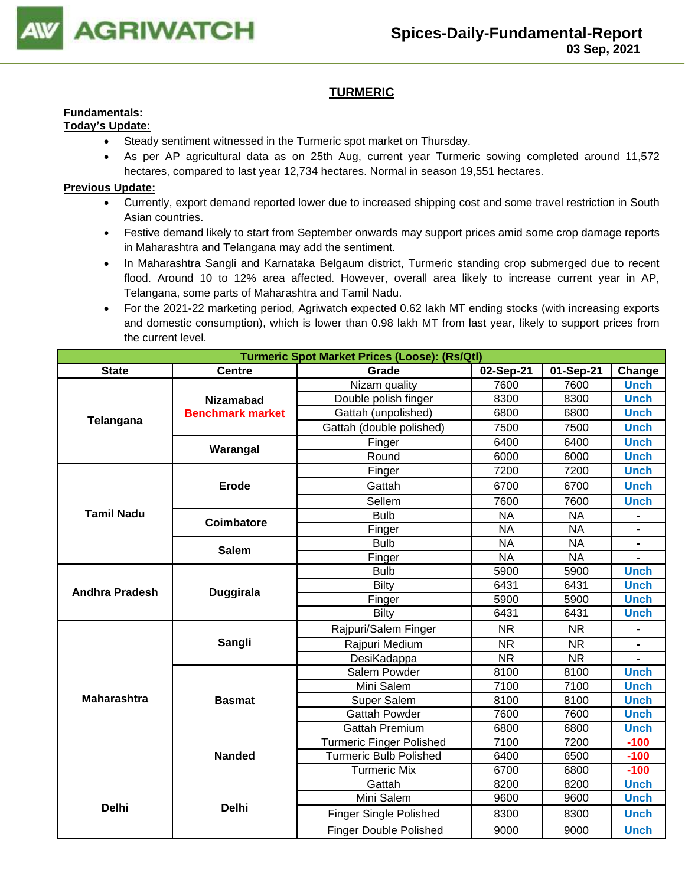# TURMERIC

**Fundamentals:**

**Today's Update:**

- Steady sentiment witnessed in the Turmeric spot market on Thursday.
- As per AP agricultural data as on 25th Aug, current year Turmeric sowing completed around 11,572 hectares, compared to last year 12,734 hectares. Normal in season 19,551 hectares.

**Previous Update:**

- Currently, export demand reported lower due to increased shipping cost and some travel restriction in South Asian countries.
- Festive demand likely to start from September onwards may support prices amid some crop damage reports in Maharashtra and Telangana may add the sentiment.
- In Maharashtra Sangli and Karnataka Belgaum district, Turmeric standing crop submerged due to recent flood. Around 10 to 12% area affected. However, overall area likely to increase current year in AP, Telangana, some parts of Maharashtra and Tamil Nadu.
- For the 2021-22 marketing period, Agriwatch expected 0.62 lakh MT ending stocks (with increasing exports and domestic consumption), which is lower than 0.98 lakh MT from last year, likely to support prices from the current level.

**Turmeric Spot Market Prices (Loose): (Rs/Qtl)**

| State | Centre | Grade | 02-Sep-21 | 01-Sep-21 | Change |
|---|---|---|---|---|---|
| Telangana | Nizamabad Benchmark market | Nizam quality | 7600 | 7600 | Unch |
| | | Double polish finger | 8300 | 8300 | Unch |
| | | Gattah (unpolished) | 6800 | 6800 | Unch |
| | | Gattah (double polished) | 7500 | 7500 | Unch |
| | Warangal | Finger | 6400 | 6400 | Unch |
| | | Round | 6000 | 6000 | Unch |
| Tamil Nadu | Erode | Finger | 7200 | 7200 | Unch |
| | | Gattah | 6700 | 6700 | Unch |
| | | Sellem | 7600 | 7600 | Unch |
| | Coimbatore | Bulb | NA | NA | - |
| | | Finger | NA | NA | - |
| | Salem | Bulb | NA | NA | - |
| | | Finger | NA | NA | - |
| Andhra Pradesh | Duggirala | Bulb | 5900 | 5900 | Unch |
| | | Bilty | 6431 | 6431 | Unch |
| | | Finger | 5900 | 5900 | Unch |
| | | Bilty | 6431 | 6431 | Unch |
| Maharashtra | Sangli | Rajpuri/Salem Finger | NR | NR | - |
| | | Rajpuri Medium | NR | NR | - |
| | | DesiKadappa | NR | NR | - |
| | Basmat | Salem Powder | 8100 | 8100 | Unch |
| | | Mini Salem | 7100 | 7100 | Unch |
| | | Super Salem | 8100 | 8100 | Unch |
| | | Gattah Powder | 7600 | 7600 | Unch |
| | | Gattah Premium | 6800 | 6800 | Unch |
| | Nanded | Turmeric Finger Polished | 7100 | 7200 | -100 |
| | | Turmeric Bulb Polished | 6400 | 6500 | -100 |
| | | Turmeric Mix | 6700 | 6800 | -100 |
| Delhi | Delhi | Gattah | 8200 | 8200 | Unch |
| | | Mini Salem | 9600 | 9600 | Unch |
| | | Finger Single Polished | 8300 | 8300 | Unch |
| | | Finger Double Polished | 9000 | 9000 | Unch |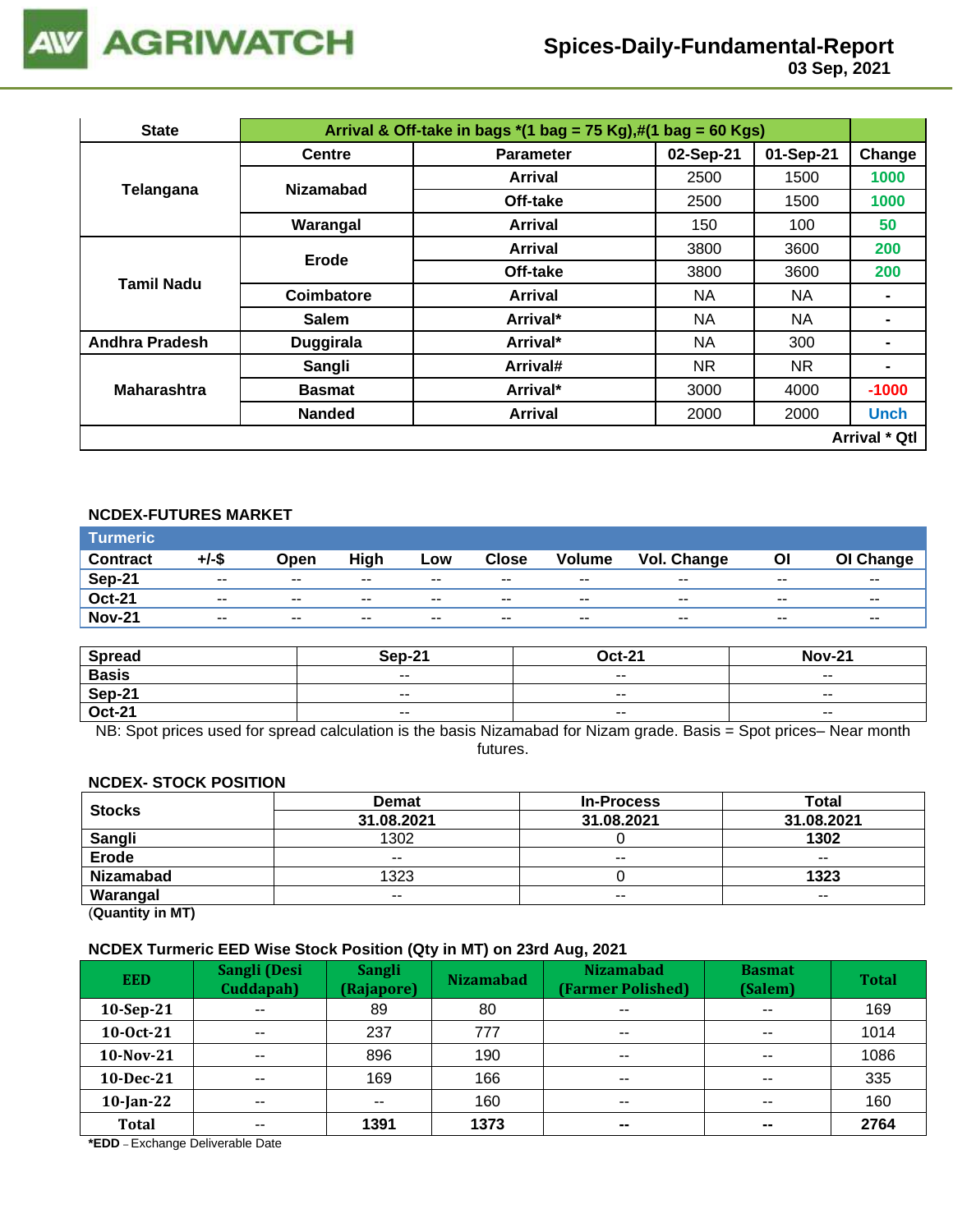| State | Arrival & Off-take in bags *(1 bag = 75 Kg),#(1 bag = 60 Kgs) | | | | |
|---|---|---|---|---|---|
| | Centre | Parameter | 02-Sep-21 | 01-Sep-21 | Change |
| Telangana | Nizamabad | Arrival | 2500 | 1500 | 1000 |
| | | Off-take | 2500 | 1500 | 1000 |
| | Warangal | Arrival | 150 | 100 | 50 |
| Tamil Nadu | Erode | Arrival | 3800 | 3600 | 200 |
| | | Off-take | 3800 | 3600 | 200 |
| | Coimbatore | Arrival | NA | NA | - |
| | Salem | Arrival* | NA | NA | - |
| Andhra Pradesh | Duggirala | Arrival* | NA | 300 | - |
| Maharashtra | Sangli | Arrival# | NR | NR | - |
| | Basmat | Arrival* | 3000 | 4000 | -1000 |
| | Nanded | Arrival | 2000 | 2000 | Unch |
| | | | | | Arrival * Qtl |

### NCDEX-FUTURES MARKET

| Turmeric | | | | | | | | | |
|---|---|---|---|---|---|---|---|---|---|
| Contract | +/-$ | Open | High | Low | Close | Volume | Vol. Change | OI | OI Change |
| Sep-21 | -- | -- | -- | -- | -- | -- | -- | -- | -- |
| Oct-21 | -- | -- | -- | -- | -- | -- | -- | -- | -- |
| Nov-21 | -- | -- | -- | -- | -- | -- | -- | -- | -- |

| Spread | Sep-21 | Oct-21 | Nov-21 |
|---|---|---|---|
| Basis | -- | -- | -- |
| Sep-21 | -- | -- | -- |
| Oct-21 | -- | -- | -- |

NB: Spot prices used for spread calculation is the basis Nizamabad for Nizam grade. Basis = Spot prices– Near month futures.

### NCDEX- STOCK POSITION

| Stocks | Demat | In-Process | Total |
|---|---|---|---|
| | 31.08.2021 | 31.08.2021 | 31.08.2021 |
| Sangli | 1302 | 0 | 1302 |
| Erode | -- | -- | -- |
| Nizamabad | 1323 | 0 | 1323 |
| Warangal | -- | -- | -- |

(Quantity in MT)

### NCDEX Turmeric EED Wise Stock Position (Qty in MT) on 23rd Aug, 2021

| EED | Sangli (Desi Cuddapah) | Sangli (Rajapore) | Nizamabad | Nizamabad (Farmer Polished) | Basmat (Salem) | Total |
|---|---|---|---|---|---|---|
| 10-Sep-21 | -- | 89 | 80 | -- | -- | 169 |
| 10-Oct-21 | -- | 237 | 777 | -- | -- | 1014 |
| 10-Nov-21 | -- | 896 | 190 | -- | -- | 1086 |
| 10-Dec-21 | -- | 169 | 166 | -- | -- | 335 |
| 10-Jan-22 | -- | -- | 160 | -- | -- | 160 |
| Total | -- | 1391 | 1373 | -- | -- | 2764 |

***EDD** – Exchange Deliverable Date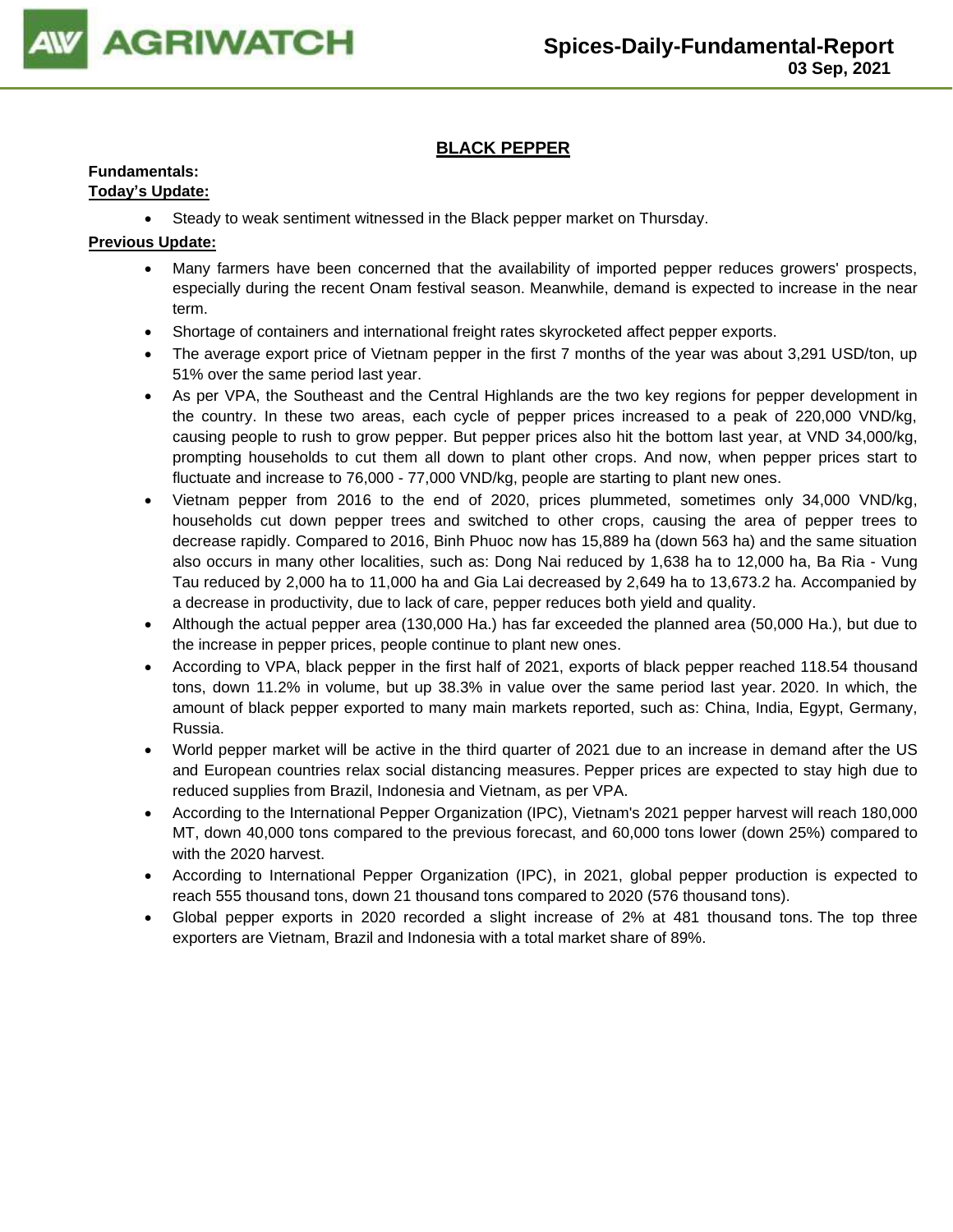## BLACK PEPPER

**Fundamentals:**

**Today's Update:**

- Steady to weak sentiment witnessed in the Black pepper market on Thursday.

**Previous Update:**

- Many farmers have been concerned that the availability of imported pepper reduces growers' prospects, especially during the recent Onam festival season. Meanwhile, demand is expected to increase in the near term.
- Shortage of containers and international freight rates skyrocketed affect pepper exports.
- The average export price of Vietnam pepper in the first 7 months of the year was about 3,291 USD/ton, up 51% over the same period last year.
- As per VPA, the Southeast and the Central Highlands are the two key regions for pepper development in the country. In these two areas, each cycle of pepper prices increased to a peak of 220,000 VND/kg, causing people to rush to grow pepper. But pepper prices also hit the bottom last year, at VND 34,000/kg, prompting households to cut them all down to plant other crops. And now, when pepper prices start to fluctuate and increase to 76,000 - 77,000 VND/kg, people are starting to plant new ones.
- Vietnam pepper from 2016 to the end of 2020, prices plummeted, sometimes only 34,000 VND/kg, households cut down pepper trees and switched to other crops, causing the area of pepper trees to decrease rapidly. Compared to 2016, Binh Phuoc now has 15,889 ha (down 563 ha) and the same situation also occurs in many other localities, such as: Dong Nai reduced by 1,638 ha to 12,000 ha, Ba Ria - Vung Tau reduced by 2,000 ha to 11,000 ha and Gia Lai decreased by 2,649 ha to 13,673.2 ha. Accompanied by a decrease in productivity, due to lack of care, pepper reduces both yield and quality.
- Although the actual pepper area (130,000 Ha.) has far exceeded the planned area (50,000 Ha.), but due to the increase in pepper prices, people continue to plant new ones.
- According to VPA, black pepper in the first half of 2021, exports of black pepper reached 118.54 thousand tons, down 11.2% in volume, but up 38.3% in value over the same period last year. 2020. In which, the amount of black pepper exported to many main markets reported, such as: China, India, Egypt, Germany, Russia.
- World pepper market will be active in the third quarter of 2021 due to an increase in demand after the US and European countries relax social distancing measures. Pepper prices are expected to stay high due to reduced supplies from Brazil, Indonesia and Vietnam, as per VPA.
- According to the International Pepper Organization (IPC), Vietnam's 2021 pepper harvest will reach 180,000 MT, down 40,000 tons compared to the previous forecast, and 60,000 tons lower (down 25%) compared to with the 2020 harvest.
- According to International Pepper Organization (IPC), in 2021, global pepper production is expected to reach 555 thousand tons, down 21 thousand tons compared to 2020 (576 thousand tons).
- Global pepper exports in 2020 recorded a slight increase of 2% at 481 thousand tons. The top three exporters are Vietnam, Brazil and Indonesia with a total market share of 89%.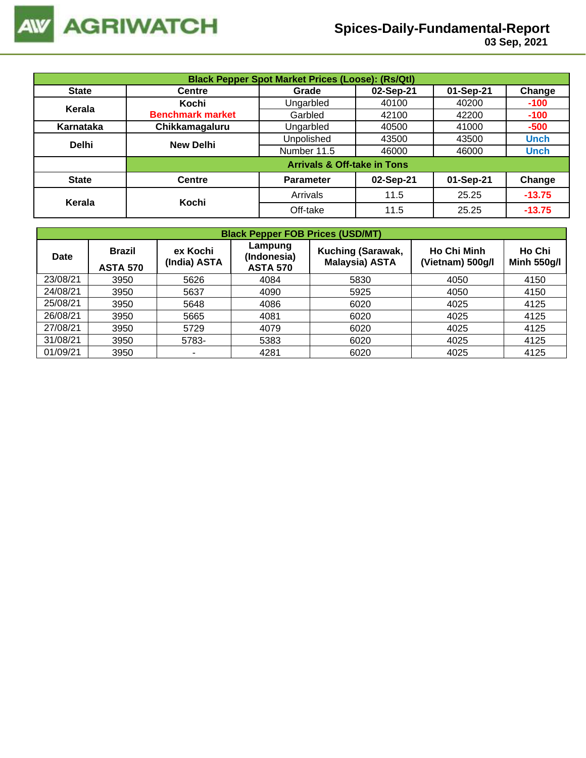# Spices-Daily-Fundamental-Report

**03 Sep, 2021**

| Black Pepper Spot Market Prices (Loose): (Rs/Qtl) | | | | | |
|---|---|---|---|---|---|
| **State** | **Centre** | **Grade** | **02-Sep-21** | **01-Sep-21** | **Change** |
| **Kerala** | **Kochi** Benchmark market | Ungarbled | 40100 | 40200 | -100 |
| | | Garbled | 42100 | 42200 | -100 |
| **Karnataka** | **Chikkamagaluru** | Ungarbled | 40500 | 41000 | -500 |
| **Delhi** | **New Delhi** | Unpolished | 43500 | 43500 | Unch |
| | | Number 11.5 | 46000 | 46000 | Unch |
| | **Arrivals & Off-take in Tons** | | | | |
| **State** | **Centre** | **Parameter** | **02-Sep-21** | **01-Sep-21** | **Change** |
| **Kerala** | **Kochi** | Arrivals | 11.5 | 25.25 | -13.75 |
| | | Off-take | 11.5 | 25.25 | -13.75 |

| Black Pepper FOB Prices (USD/MT) | | | | | | |
|---|---|---|---|---|---|---|
| **Date** | **Brazil ASTA 570** | **ex Kochi (India) ASTA** | **Lampung (Indonesia) ASTA 570** | **Kuching (Sarawak, Malaysia) ASTA** | **Ho Chi Minh (Vietnam) 500g/l** | **Ho Chi Minh 550g/l** |
| 23/08/21 | 3950 | 5626 | 4084 | 5830 | 4050 | 4150 |
| 24/08/21 | 3950 | 5637 | 4090 | 5925 | 4050 | 4150 |
| 25/08/21 | 3950 | 5648 | 4086 | 6020 | 4025 | 4125 |
| 26/08/21 | 3950 | 5665 | 4081 | 6020 | 4025 | 4125 |
| 27/08/21 | 3950 | 5729 | 4079 | 6020 | 4025 | 4125 |
| 31/08/21 | 3950 | 5783- | 5383 | 6020 | 4025 | 4125 |
| 01/09/21 | 3950 | - | 4281 | 6020 | 4025 | 4125 |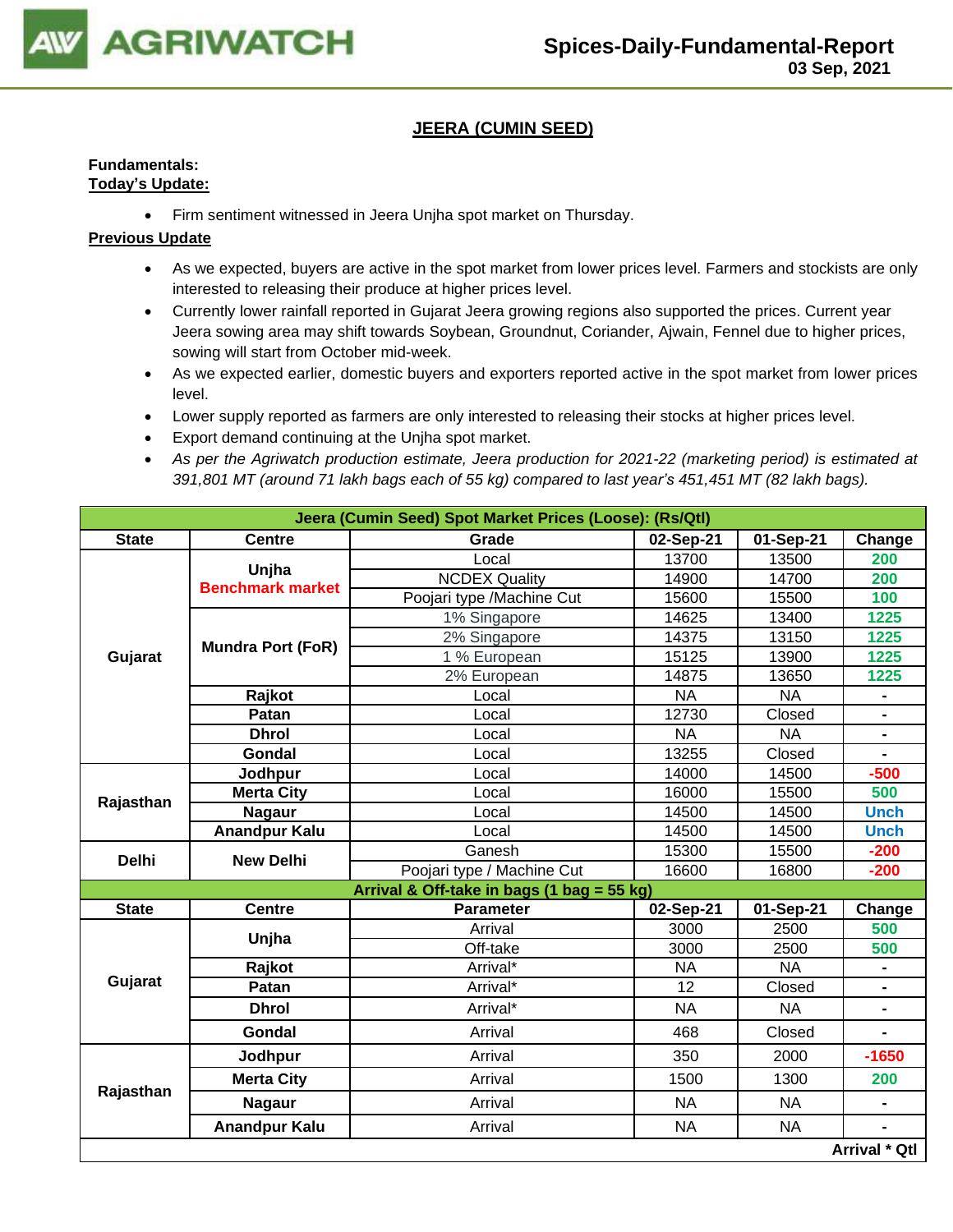## JEERA (CUMIN SEED)

**Fundamentals:**
**Today's Update:**

- Firm sentiment witnessed in Jeera Unjha spot market on Thursday.

**Previous Update**

- As we expected, buyers are active in the spot market from lower prices level. Farmers and stockists are only interested to releasing their produce at higher prices level.
- Currently lower rainfall reported in Gujarat Jeera growing regions also supported the prices. Current year Jeera sowing area may shift towards Soybean, Groundnut, Coriander, Ajwain, Fennel due to higher prices, sowing will start from October mid-week.
- As we expected earlier, domestic buyers and exporters reported active in the spot market from lower prices level.
- Lower supply reported as farmers are only interested to releasing their stocks at higher prices level.
- Export demand continuing at the Unjha spot market.
- *As per the Agriwatch production estimate, Jeera production for 2021-22 (marketing period) is estimated at 391,801 MT (around 71 lakh bags each of 55 kg) compared to last year's 451,451 MT (82 lakh bags).*

| Jeera (Cumin Seed) Spot Market Prices (Loose): (Rs/Qtl) | | | | | |
|---|---|---|---|---|---|
| **State** | **Centre** | **Grade** | **02-Sep-21** | **01-Sep-21** | **Change** |
| Gujarat | Unjha Benchmark market | Local | 13700 | 13500 | 200 |
| | | NCDEX Quality | 14900 | 14700 | 200 |
| | | Poojari type /Machine Cut | 15600 | 15500 | 100 |
| | Mundra Port (FoR) | 1% Singapore | 14625 | 13400 | 1225 |
| | | 2% Singapore | 14375 | 13150 | 1225 |
| | | 1 % European | 15125 | 13900 | 1225 |
| | | 2% European | 14875 | 13650 | 1225 |
| | Rajkot | Local | NA | NA | - |
| | Patan | Local | 12730 | Closed | - |
| | Dhrol | Local | NA | NA | - |
| | Gondal | Local | 13255 | Closed | - |
| Rajasthan | Jodhpur | Local | 14000 | 14500 | -500 |
| | Merta City | Local | 16000 | 15500 | 500 |
| | Nagaur | Local | 14500 | 14500 | Unch |
| | Anandpur Kalu | Local | 14500 | 14500 | Unch |
| Delhi | New Delhi | Ganesh | 15300 | 15500 | -200 |
| | | Poojari type / Machine Cut | 16600 | 16800 | -200 |
| **Arrival & Off-take in bags (1 bag = 55 kg)** | | | | | |
| **State** | **Centre** | **Parameter** | **02-Sep-21** | **01-Sep-21** | **Change** |
| Gujarat | Unjha | Arrival | 3000 | 2500 | 500 |
| | | Off-take | 3000 | 2500 | 500 |
| | Rajkot | Arrival* | NA | NA | - |
| | Patan | Arrival* | 12 | Closed | - |
| | Dhrol | Arrival* | NA | NA | - |
| | Gondal | Arrival | 468 | Closed | - |
| Rajasthan | Jodhpur | Arrival | 350 | 2000 | -1650 |
| | Merta City | Arrival | 1500 | 1300 | 200 |
| | Nagaur | Arrival | NA | NA | - |
| | Anandpur Kalu | Arrival | NA | NA | - |
| | | | | | **Arrival * Qtl** |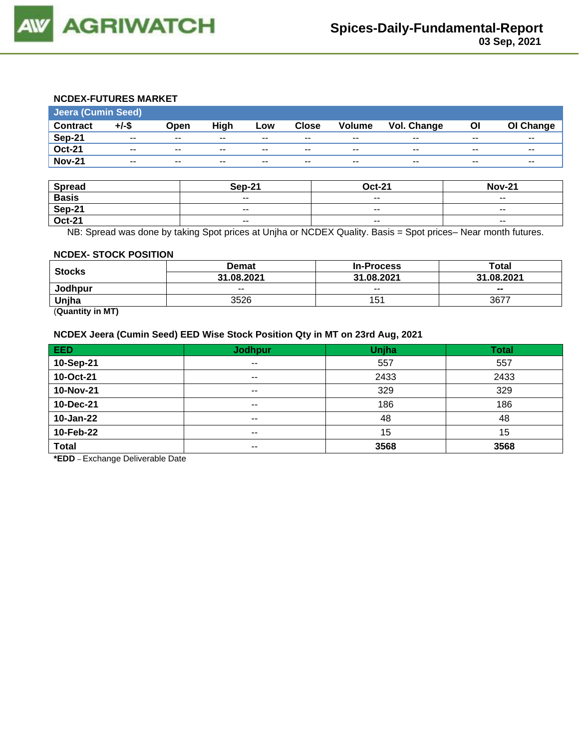### NCDEX-FUTURES MARKET

| Jeera (Cumin Seed) | | | | | | | | | |
|---|---|---|---|---|---|---|---|---|---|
| **Contract** | **+/-$** | **Open** | **High** | **Low** | **Close** | **Volume** | **Vol. Change** | **OI** | **OI Change** |
| **Sep-21** | -- | -- | -- | -- | -- | -- | -- | -- | -- |
| **Oct-21** | -- | -- | -- | -- | -- | -- | -- | -- | -- |
| **Nov-21** | -- | -- | -- | -- | -- | -- | -- | -- | -- |

| Spread | Sep-21 | Oct-21 | Nov-21 |
|---|---|---|---|
| **Basis** | -- | -- | -- |
| **Sep-21** | -- | -- | -- |
| **Oct-21** | -- | -- | -- |

NB: Spread was done by taking Spot prices at Unjha or NCDEX Quality. Basis = Spot prices– Near month futures.

### NCDEX- STOCK POSITION

| Stocks | Demat | In-Process | Total |
|---|---|---|---|
| | **31.08.2021** | **31.08.2021** | **31.08.2021** |
| **Jodhpur** | -- | -- | **--** |
| **Unjha** | 3526 | 151 | 3677 |

(**Quantity in MT)**

### NCDEX Jeera (Cumin Seed) EED Wise Stock Position Qty in MT on 23rd Aug, 2021

| EED | Jodhpur | Unjha | Total |
|---|---|---|---|
| **10-Sep-21** | -- | 557 | 557 |
| **10-Oct-21** | -- | 2433 | 2433 |
| **10-Nov-21** | -- | 329 | 329 |
| **10-Dec-21** | -- | 186 | 186 |
| **10-Jan-22** | -- | 48 | 48 |
| **10-Feb-22** | -- | 15 | 15 |
| **Total** | -- | **3568** | **3568** |

***EDD** – Exchange Deliverable Date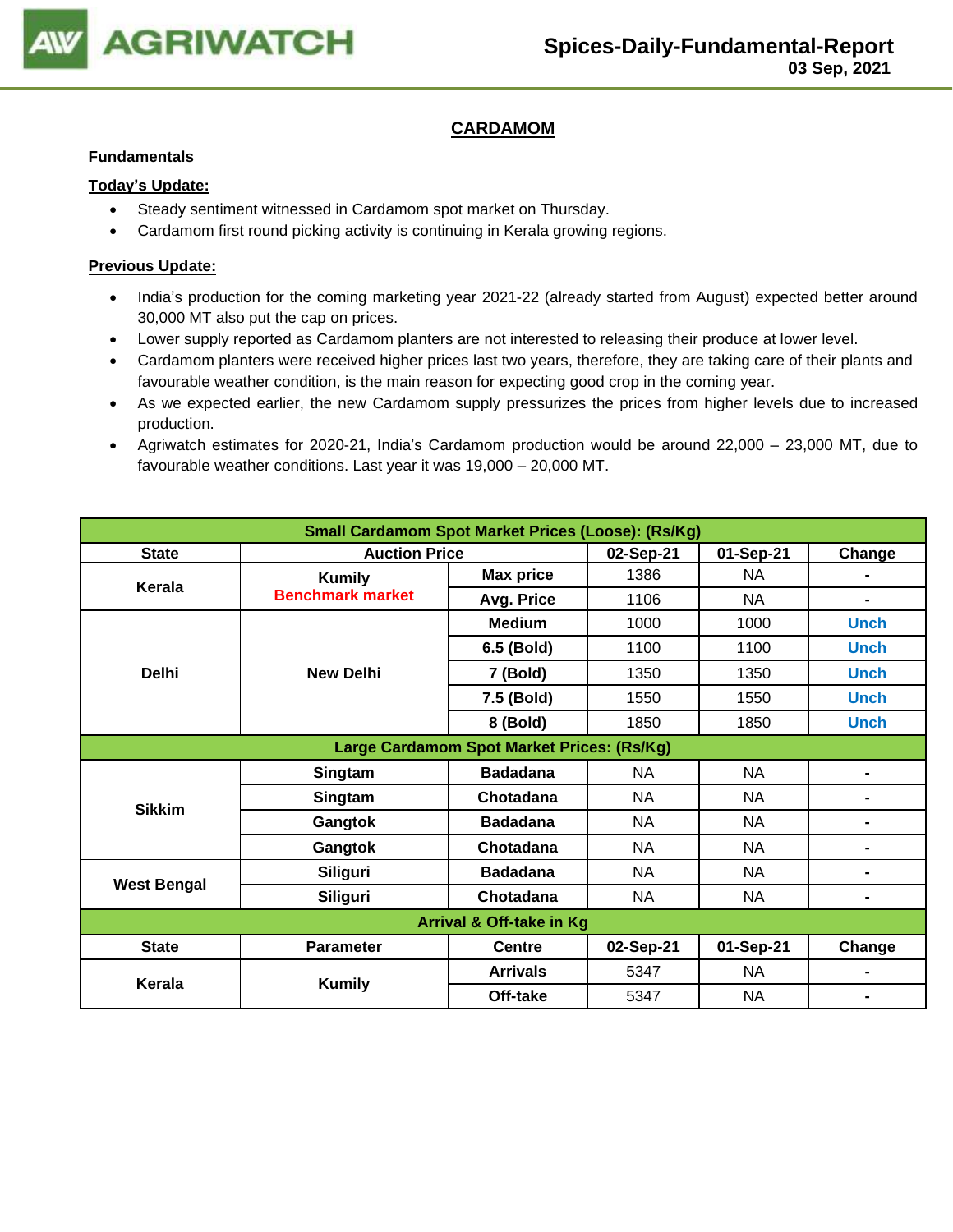## CARDAMOM

**Fundamentals**

**Today's Update:**

- Steady sentiment witnessed in Cardamom spot market on Thursday.
- Cardamom first round picking activity is continuing in Kerala growing regions.

**Previous Update:**

- India's production for the coming marketing year 2021-22 (already started from August) expected better around 30,000 MT also put the cap on prices.
- Lower supply reported as Cardamom planters are not interested to releasing their produce at lower level.
- Cardamom planters were received higher prices last two years, therefore, they are taking care of their plants and favourable weather condition, is the main reason for expecting good crop in the coming year.
- As we expected earlier, the new Cardamom supply pressurizes the prices from higher levels due to increased production.
- Agriwatch estimates for 2020-21, India's Cardamom production would be around 22,000 – 23,000 MT, due to favourable weather conditions. Last year it was 19,000 – 20,000 MT.

| Small Cardamom Spot Market Prices (Loose): (Rs/Kg) | | | | | |
|---|---|---|---|---|---|
| **State** | **Auction Price** | | **02-Sep-21** | **01-Sep-21** | **Change** |
| **Kerala** | **Kumily** **Benchmark market** | **Max price** | 1386 | NA | - |
| | | **Avg. Price** | 1106 | NA | - |
| **Delhi** | **New Delhi** | **Medium** | 1000 | 1000 | Unch |
| | | **6.5 (Bold)** | 1100 | 1100 | Unch |
| | | **7 (Bold)** | 1350 | 1350 | Unch |
| | | **7.5 (Bold)** | 1550 | 1550 | Unch |
| | | **8 (Bold)** | 1850 | 1850 | Unch |
| **Large Cardamom Spot Market Prices: (Rs/Kg)** | | | | | |
| **Sikkim** | **Singtam** | **Badadana** | NA | NA | - |
| | **Singtam** | **Chotadana** | NA | NA | - |
| | **Gangtok** | **Badadana** | NA | NA | - |
| | **Gangtok** | **Chotadana** | NA | NA | - |
| **West Bengal** | **Siliguri** | **Badadana** | NA | NA | - |
| | **Siliguri** | **Chotadana** | NA | NA | - |
| **Arrival & Off-take in Kg** | | | | | |
| **State** | **Parameter** | **Centre** | **02-Sep-21** | **01-Sep-21** | **Change** |
| **Kerala** | **Kumily** | **Arrivals** | 5347 | NA | - |
| | | **Off-take** | 5347 | NA | - |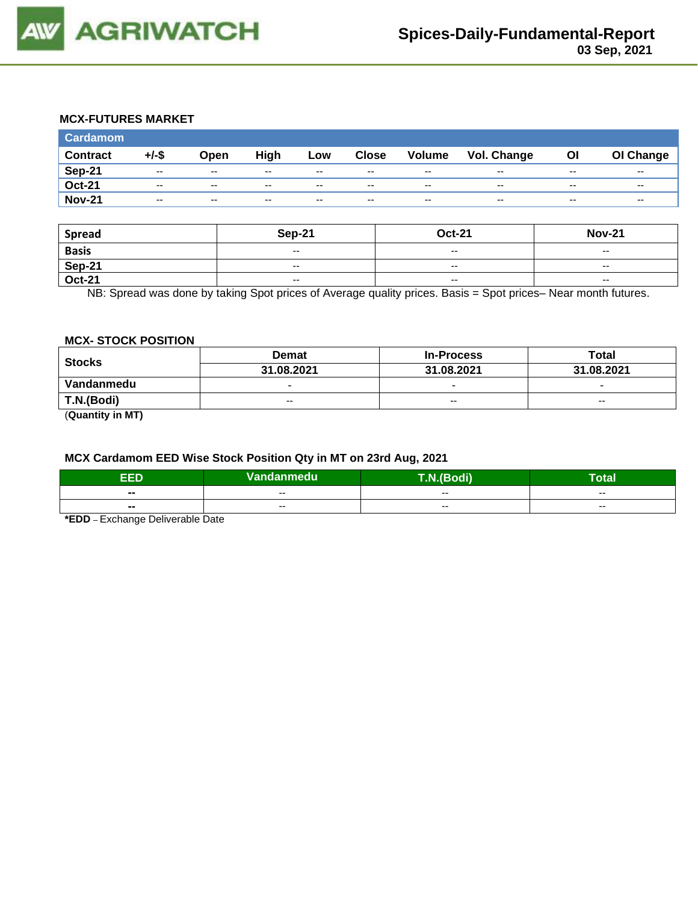### MCX-FUTURES MARKET

| Cardamom | | | | | | | | | |
|---|---|---|---|---|---|---|---|---|---|
| **Contract** | **+/-$** | **Open** | **High** | **Low** | **Close** | **Volume** | **Vol. Change** | **OI** | **OI Change** |
| **Sep-21** | -- | -- | -- | -- | -- | -- | -- | -- | -- |
| **Oct-21** | -- | -- | -- | -- | -- | -- | -- | -- | -- |
| **Nov-21** | -- | -- | -- | -- | -- | -- | -- | -- | -- |

| Spread | Sep-21 | Oct-21 | Nov-21 |
|---|---|---|---|
| **Basis** | -- | -- | -- |
| **Sep-21** | -- | -- | -- |
| **Oct-21** | -- | -- | -- |

NB: Spread was done by taking Spot prices of Average quality prices. Basis = Spot prices– Near month futures.

### MCX- STOCK POSITION

| Stocks | Demat | In-Process | Total |
|---|---|---|---|
| | **31.08.2021** | **31.08.2021** | **31.08.2021** |
| **Vandanmedu** | - | - | - |
| **T.N.(Bodi)** | -- | -- | -- |

(**Quantity in MT)**

### MCX Cardamom EED Wise Stock Position Qty in MT on 23rd Aug, 2021

| EED | Vandanmedu | T.N.(Bodi) | Total |
|---|---|---|---|
| **--** | -- | -- | -- |
| **--** | -- | -- | -- |

***EDD** – Exchange Deliverable Date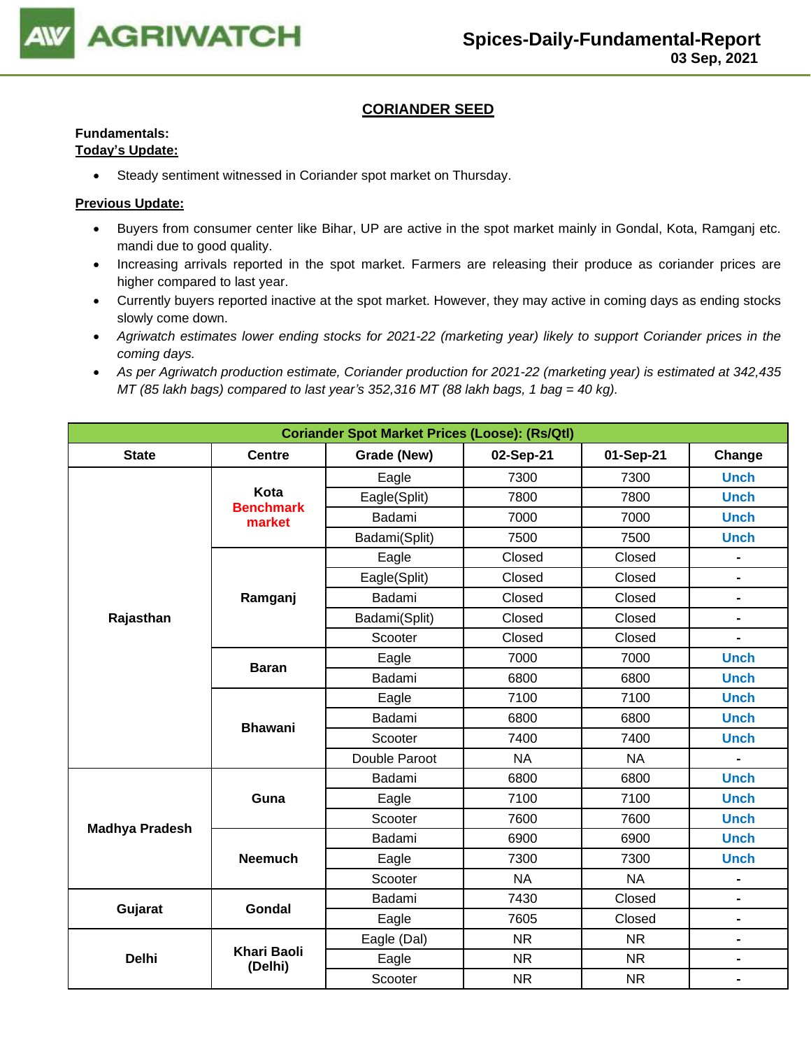## CORIANDER SEED

**Fundamentals:**

**Today's Update:**

- Steady sentiment witnessed in Coriander spot market on Thursday.

**Previous Update:**

- Buyers from consumer center like Bihar, UP are active in the spot market mainly in Gondal, Kota, Ramganj etc. mandi due to good quality.
- Increasing arrivals reported in the spot market. Farmers are releasing their produce as coriander prices are higher compared to last year.
- Currently buyers reported inactive at the spot market. However, they may active in coming days as ending stocks slowly come down.
- *Agriwatch estimates lower ending stocks for 2021-22 (marketing year) likely to support Coriander prices in the coming days.*
- *As per Agriwatch production estimate, Coriander production for 2021-22 (marketing year) is estimated at 342,435 MT (85 lakh bags) compared to last year's 352,316 MT (88 lakh bags, 1 bag = 40 kg).*

| Coriander Spot Market Prices (Loose): (Rs/Qtl) | | | | | |
|---|---|---|---|---|---|
| **State** | **Centre** | **Grade (New)** | **02-Sep-21** | **01-Sep-21** | **Change** |
| Rajasthan | Kota Benchmark market | Eagle | 7300 | 7300 | Unch |
| | | Eagle(Split) | 7800 | 7800 | Unch |
| | | Badami | 7000 | 7000 | Unch |
| | | Badami(Split) | 7500 | 7500 | Unch |
| | Ramganj | Eagle | Closed | Closed | - |
| | | Eagle(Split) | Closed | Closed | - |
| | | Badami | Closed | Closed | - |
| | | Badami(Split) | Closed | Closed | - |
| | | Scooter | Closed | Closed | - |
| | Baran | Eagle | 7000 | 7000 | Unch |
| | | Badami | 6800 | 6800 | Unch |
| | Bhawani | Eagle | 7100 | 7100 | Unch |
| | | Badami | 6800 | 6800 | Unch |
| | | Scooter | 7400 | 7400 | Unch |
| | | Double Paroot | NA | NA | - |
| Madhya Pradesh | Guna | Badami | 6800 | 6800 | Unch |
| | | Eagle | 7100 | 7100 | Unch |
| | | Scooter | 7600 | 7600 | Unch |
| | Neemuch | Badami | 6900 | 6900 | Unch |
| | | Eagle | 7300 | 7300 | Unch |
| | | Scooter | NA | NA | - |
| Gujarat | Gondal | Badami | 7430 | Closed | - |
| | | Eagle | 7605 | Closed | - |
| Delhi | Khari Baoli (Delhi) | Eagle (Dal) | NR | NR | - |
| | | Eagle | NR | NR | - |
| | | Scooter | NR | NR | - |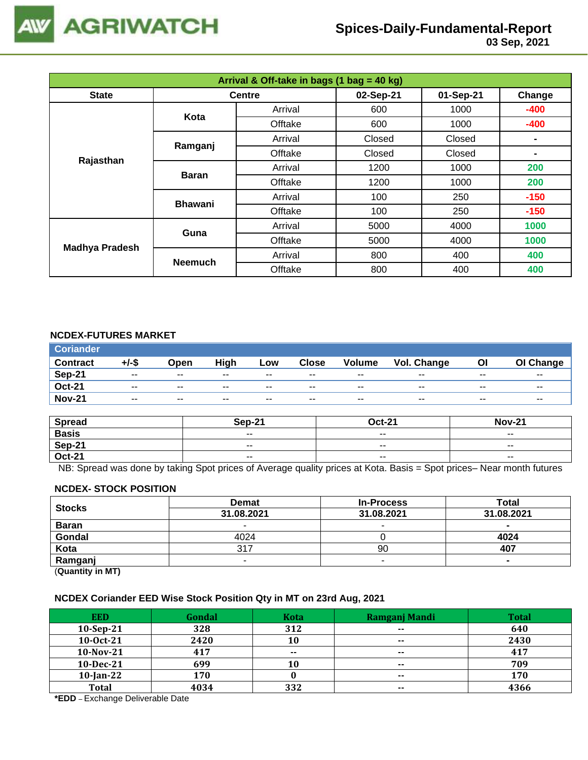# Spices-Daily-Fundamental-Report

03 Sep, 2021

| Arrival & Off-take in bags (1 bag = 40 kg) | | | | | |
|---|---|---|---|---|---|
| State | Centre | | 02-Sep-21 | 01-Sep-21 | Change |
| Rajasthan | Kota | Arrival | 600 | 1000 | -400 |
| | | Offtake | 600 | 1000 | -400 |
| | Ramganj | Arrival | Closed | Closed | - |
| | | Offtake | Closed | Closed | - |
| | Baran | Arrival | 1200 | 1000 | 200 |
| | | Offtake | 1200 | 1000 | 200 |
| | Bhawani | Arrival | 100 | 250 | -150 |
| | | Offtake | 100 | 250 | -150 |
| Madhya Pradesh | Guna | Arrival | 5000 | 4000 | 1000 |
| | | Offtake | 5000 | 4000 | 1000 |
| | Neemuch | Arrival | 800 | 400 | 400 |
| | | Offtake | 800 | 400 | 400 |

## NCDEX-FUTURES MARKET

**Coriander**

| Contract | +/-$ | Open | High | Low | Close | Volume | Vol. Change | OI | OI Change |
|---|---|---|---|---|---|---|---|---|---|
| Sep-21 | -- | -- | -- | -- | -- | -- | -- | -- | -- |
| Oct-21 | -- | -- | -- | -- | -- | -- | -- | -- | -- |
| Nov-21 | -- | -- | -- | -- | -- | -- | -- | -- | -- |

| Spread | Sep-21 | Oct-21 | Nov-21 |
|---|---|---|---|
| Basis | -- | -- | -- |
| Sep-21 | -- | -- | -- |
| Oct-21 | -- | -- | -- |

NB: Spread was done by taking Spot prices of Average quality prices at Kota. Basis = Spot prices– Near month futures

## NCDEX- STOCK POSITION

| Stocks | Demat | In-Process | Total |
|---|---|---|---|
| | 31.08.2021 | 31.08.2021 | 31.08.2021 |
| Baran | - | - | - |
| Gondal | 4024 | 0 | **4024** |
| Kota | 317 | 90 | **407** |
| Ramganj | - | - | - |

(**Quantity in MT)**

## NCDEX Coriander EED Wise Stock Position Qty in MT on 23rd Aug, 2021

| EED | Gondal | Kota | Ramganj Mandi | Total |
|---|---|---|---|---|
| 10-Sep-21 | 328 | 312 | -- | 640 |
| 10-Oct-21 | 2420 | 10 | -- | 2430 |
| 10-Nov-21 | 417 | -- | -- | 417 |
| 10-Dec-21 | 699 | 10 | -- | 709 |
| 10-Jan-22 | 170 | 0 | -- | 170 |
| Total | 4034 | 332 | -- | 4366 |

***EDD** – Exchange Deliverable Date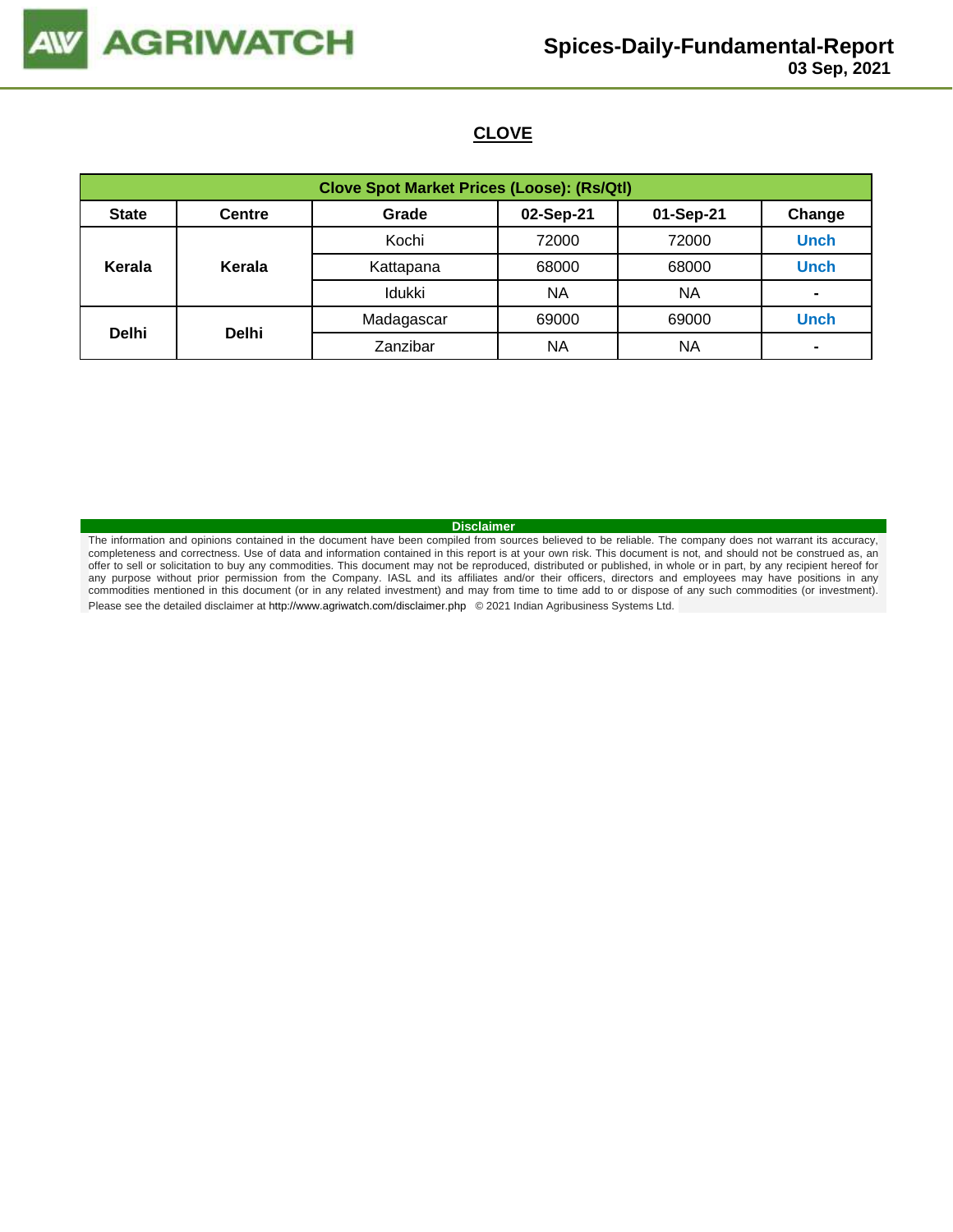## CLOVE

| Clove Spot Market Prices (Loose): (Rs/Qtl) | | | | | |
|---|---|---|---|---|---|
| **State** | **Centre** | **Grade** | **02-Sep-21** | **01-Sep-21** | **Change** |
| **Kerala** | **Kerala** | Kochi | 72000 | 72000 | **Unch** |
| | | Kattapana | 68000 | 68000 | **Unch** |
| | | Idukki | NA | NA | **-** |
| **Delhi** | **Delhi** | Madagascar | 69000 | 69000 | **Unch** |
| | | Zanzibar | NA | NA | **-** |

**Disclaimer**

The information and opinions contained in the document have been compiled from sources believed to be reliable. The company does not warrant its accuracy, completeness and correctness. Use of data and information contained in this report is at your own risk. This document is not, and should not be construed as, an offer to sell or solicitation to buy any commodities. This document may not be reproduced, distributed or published, in whole or in part, by any recipient hereof for any purpose without prior permission from the Company. IASL and its affiliates and/or their officers, directors and employees may have positions in any commodities mentioned in this document (or in any related investment) and may from time to time add to or dispose of any such commodities (or investment). Please see the detailed disclaimer at http://www.agriwatch.com/disclaimer.php © 2021 Indian Agribusiness Systems Ltd.